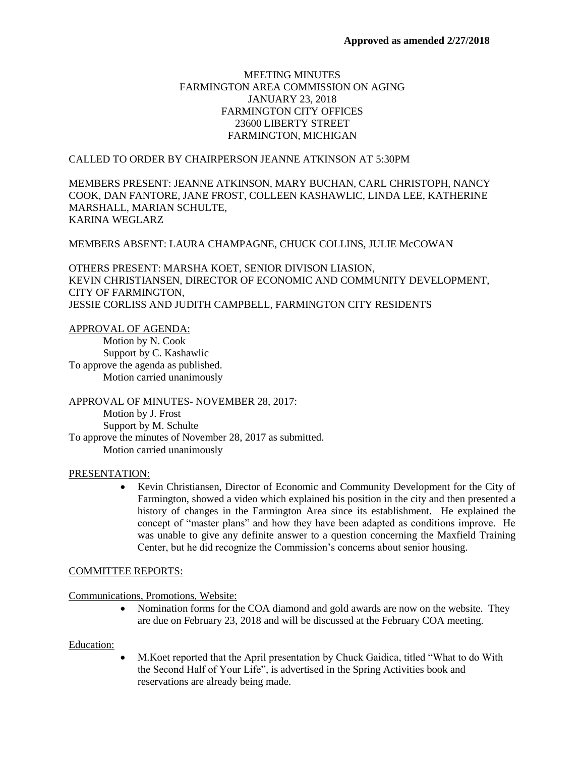**Approved as amended 2/27/2018**

MEETING MINUTES
FARMINGTON AREA COMMISSION ON AGING
JANUARY 23, 2018
FARMINGTON CITY OFFICES
23600 LIBERTY STREET
FARMINGTON, MICHIGAN

CALLED TO ORDER BY CHAIRPERSON JEANNE ATKINSON AT 5:30PM

MEMBERS PRESENT: JEANNE ATKINSON, MARY BUCHAN, CARL CHRISTOPH, NANCY COOK, DAN FANTORE, JANE FROST, COLLEEN KASHAWLIC, LINDA LEE, KATHERINE MARSHALL, MARIAN SCHULTE,
KARINA WEGLARZ

MEMBERS ABSENT: LAURA CHAMPAGNE, CHUCK COLLINS, JULIE McCOWAN

OTHERS PRESENT: MARSHA KOET, SENIOR DIVISON LIASION,
KEVIN CHRISTIANSEN, DIRECTOR OF ECONOMIC AND COMMUNITY DEVELOPMENT, CITY OF FARMINGTON,
JESSIE CORLISS AND JUDITH CAMPBELL, FARMINGTON CITY RESIDENTS

APPROVAL OF AGENDA:

Motion by N. Cook
Support by C. Kashawlic
To approve the agenda as published.
Motion carried unanimously

APPROVAL OF MINUTES- NOVEMBER 28, 2017:

Motion by J. Frost
Support by M. Schulte
To approve the minutes of November 28, 2017 as submitted.
Motion carried unanimously

PRESENTATION:

- Kevin Christiansen, Director of Economic and Community Development for the City of Farmington, showed a video which explained his position in the city and then presented a history of changes in the Farmington Area since its establishment. He explained the concept of "master plans" and how they have been adapted as conditions improve. He was unable to give any definite answer to a question concerning the Maxfield Training Center, but he did recognize the Commission's concerns about senior housing.

COMMITTEE REPORTS:

Communications, Promotions, Website:

- Nomination forms for the COA diamond and gold awards are now on the website. They are due on February 23, 2018 and will be discussed at the February COA meeting.

Education:

- M.Koet reported that the April presentation by Chuck Gaidica, titled "What to do With the Second Half of Your Life", is advertised in the Spring Activities book and reservations are already being made.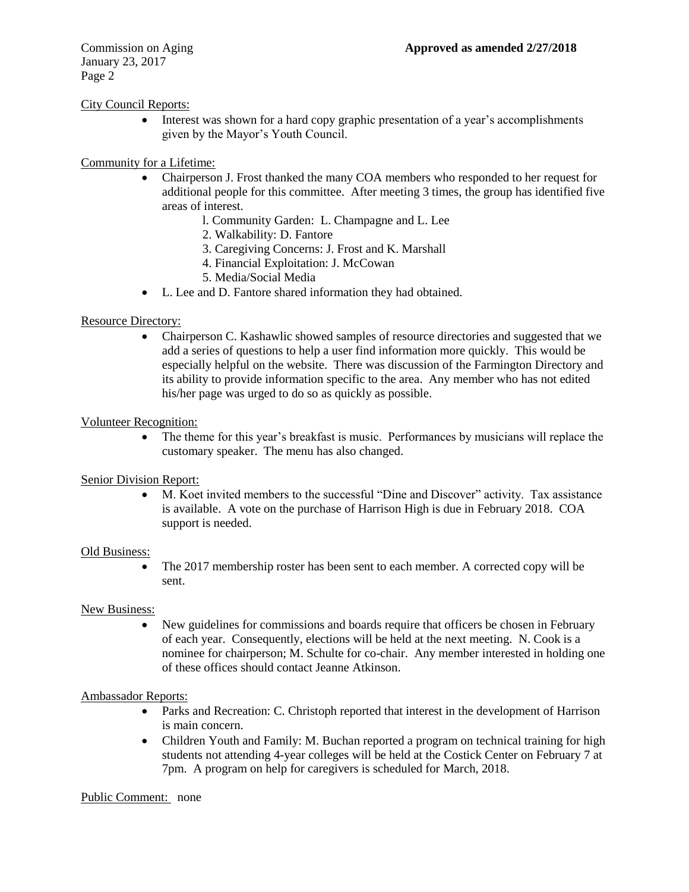City Council Reports:

- Interest was shown for a hard copy graphic presentation of a year's accomplishments given by the Mayor's Youth Council.

Community for a Lifetime:

- Chairperson J. Frost thanked the many COA members who responded to her request for additional people for this committee. After meeting 3 times, the group has identified five areas of interest.
  1. Community Garden: L. Champagne and L. Lee
  2. Walkability: D. Fantore
  3. Caregiving Concerns: J. Frost and K. Marshall
  4. Financial Exploitation: J. McCowan
  5. Media/Social Media
- L. Lee and D. Fantore shared information they had obtained.

Resource Directory:

- Chairperson C. Kashawlic showed samples of resource directories and suggested that we add a series of questions to help a user find information more quickly. This would be especially helpful on the website. There was discussion of the Farmington Directory and its ability to provide information specific to the area. Any member who has not edited his/her page was urged to do so as quickly as possible.

Volunteer Recognition:

- The theme for this year's breakfast is music. Performances by musicians will replace the customary speaker. The menu has also changed.

Senior Division Report:

- M. Koet invited members to the successful "Dine and Discover" activity. Tax assistance is available. A vote on the purchase of Harrison High is due in February 2018. COA support is needed.

Old Business:

- The 2017 membership roster has been sent to each member. A corrected copy will be sent.

New Business:

- New guidelines for commissions and boards require that officers be chosen in February of each year. Consequently, elections will be held at the next meeting. N. Cook is a nominee for chairperson; M. Schulte for co-chair. Any member interested in holding one of these offices should contact Jeanne Atkinson.

Ambassador Reports:

- Parks and Recreation: C. Christoph reported that interest in the development of Harrison is main concern.
- Children Youth and Family: M. Buchan reported a program on technical training for high students not attending 4-year colleges will be held at the Costick Center on February 7 at 7pm. A program on help for caregivers is scheduled for March, 2018.

Public Comment: none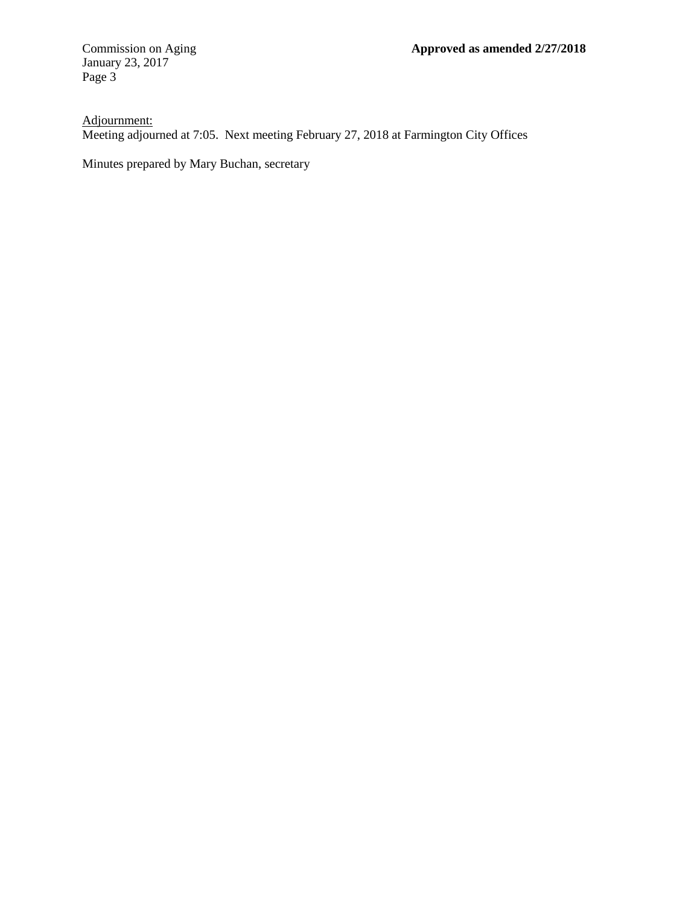<u>Adjournment:</u>
Meeting adjourned at 7:05. Next meeting February 27, 2018 at Farmington City Offices

Minutes prepared by Mary Buchan, secretary